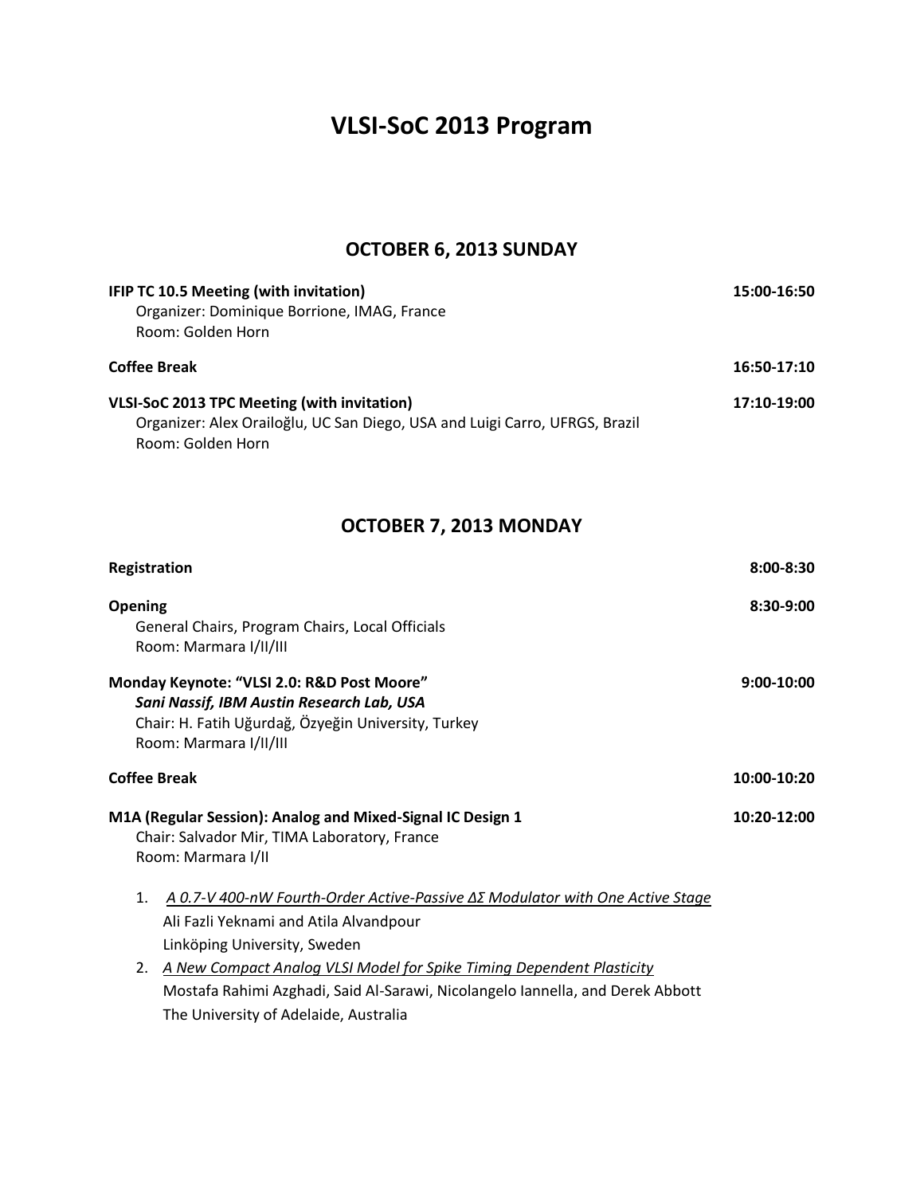# VLSI-SoC 2013 Program

## OCTOBER 6, 2013 SUNDAY

**IFIP TC 10.5 Meeting (with invitation)** **15:00-16:50**
Organizer: Dominique Borrione, IMAG, France
Room: Golden Horn

**Coffee Break** **16:50-17:10**

**VLSI-SoC 2013 TPC Meeting (with invitation)** **17:10-19:00**
Organizer: Alex Orailoğlu, UC San Diego, USA and Luigi Carro, UFRGS, Brazil
Room: Golden Horn

## OCTOBER 7, 2013 MONDAY

**Registration** **8:00-8:30**

**Opening** **8:30-9:00**
General Chairs, Program Chairs, Local Officials
Room: Marmara I/II/III

**Monday Keynote: "VLSI 2.0: R&D Post Moore"** **9:00-10:00**
***Sani Nassif, IBM Austin Research Lab, USA***
Chair: H. Fatih Uğurdağ, Özyeğin University, Turkey
Room: Marmara I/II/III

**Coffee Break** **10:00-10:20**

**M1A (Regular Session): Analog and Mixed-Signal IC Design 1** **10:20-12:00**
Chair: Salvador Mir, TIMA Laboratory, France
Room: Marmara I/II

1. *A 0.7-V 400-nW Fourth-Order Active-Passive ΔΣ Modulator with One Active Stage*
   Ali Fazli Yeknami and Atila Alvandpour
   Linköping University, Sweden
2. *A New Compact Analog VLSI Model for Spike Timing Dependent Plasticity*
   Mostafa Rahimi Azghadi, Said Al-Sarawi, Nicolangelo Iannella, and Derek Abbott
   The University of Adelaide, Australia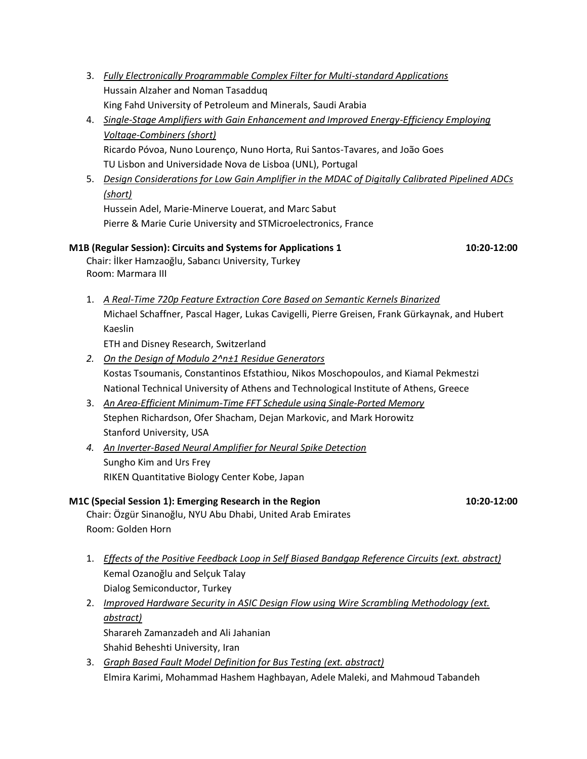3. *Fully Electronically Programmable Complex Filter for Multi-standard Applications*
   Hussain Alzaher and Noman Tasadduq
   King Fahd University of Petroleum and Minerals, Saudi Arabia
4. *Single-Stage Amplifiers with Gain Enhancement and Improved Energy-Efficiency Employing Voltage-Combiners (short)*
   Ricardo Póvoa, Nuno Lourenço, Nuno Horta, Rui Santos-Tavares, and João Goes
   TU Lisbon and Universidade Nova de Lisboa (UNL), Portugal
5. *Design Considerations for Low Gain Amplifier in the MDAC of Digitally Calibrated Pipelined ADCs (short)*
   Hussein Adel, Marie-Minerve Louerat, and Marc Sabut
   Pierre & Marie Curie University and STMicroelectronics, France

**M1B (Regular Session): Circuits and Systems for Applications 1 10:20-12:00**
Chair: İlker Hamzaoğlu, Sabancı University, Turkey
Room: Marmara III

1. *A Real-Time 720p Feature Extraction Core Based on Semantic Kernels Binarized*
   Michael Schaffner, Pascal Hager, Lukas Cavigelli, Pierre Greisen, Frank Gürkaynak, and Hubert Kaeslin
   ETH and Disney Research, Switzerland
2. *On the Design of Modulo 2^n±1 Residue Generators*
   Kostas Tsoumanis, Constantinos Efstathiou, Nikos Moschopoulos, and Kiamal Pekmestzi
   National Technical University of Athens and Technological Institute of Athens, Greece
3. *An Area-Efficient Minimum-Time FFT Schedule using Single-Ported Memory*
   Stephen Richardson, Ofer Shacham, Dejan Markovic, and Mark Horowitz
   Stanford University, USA
4. *An Inverter-Based Neural Amplifier for Neural Spike Detection*
   Sungho Kim and Urs Frey
   RIKEN Quantitative Biology Center Kobe, Japan

**M1C (Special Session 1): Emerging Research in the Region 10:20-12:00**
Chair: Özgür Sinanoğlu, NYU Abu Dhabi, United Arab Emirates
Room: Golden Horn

1. *Effects of the Positive Feedback Loop in Self Biased Bandgap Reference Circuits (ext. abstract)*
   Kemal Ozanoğlu and Selçuk Talay
   Dialog Semiconductor, Turkey
2. *Improved Hardware Security in ASIC Design Flow using Wire Scrambling Methodology (ext. abstract)*
   Sharareh Zamanzadeh and Ali Jahanian
   Shahid Beheshti University, Iran
3. *Graph Based Fault Model Definition for Bus Testing (ext. abstract)*
   Elmira Karimi, Mohammad Hashem Haghbayan, Adele Maleki, and Mahmoud Tabandeh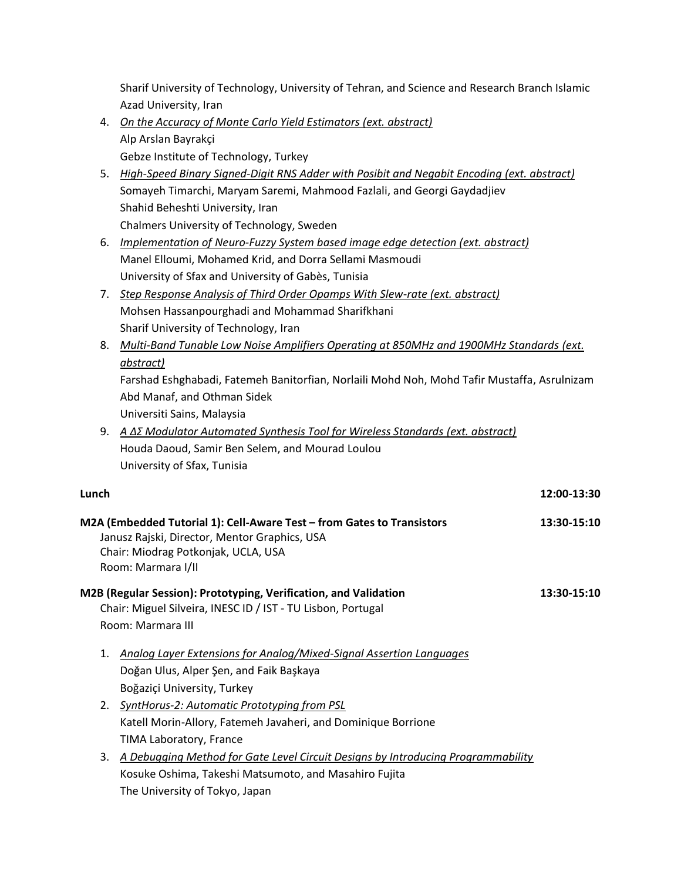Sharif University of Technology, University of Tehran, and Science and Research Branch Islamic Azad University, Iran

4. *On the Accuracy of Monte Carlo Yield Estimators (ext. abstract)*  
   Alp Arslan Bayrakçi  
   Gebze Institute of Technology, Turkey
5. *High-Speed Binary Signed-Digit RNS Adder with Posibit and Negabit Encoding (ext. abstract)*  
   Somayeh Timarchi, Maryam Saremi, Mahmood Fazlali, and Georgi Gaydadjiev  
   Shahid Beheshti University, Iran  
   Chalmers University of Technology, Sweden
6. *Implementation of Neuro-Fuzzy System based image edge detection (ext. abstract)*  
   Manel Elloumi, Mohamed Krid, and Dorra Sellami Masmoudi  
   University of Sfax and University of Gabès, Tunisia
7. *Step Response Analysis of Third Order Opamps With Slew-rate (ext. abstract)*  
   Mohsen Hassanpourghadi and Mohammad Sharifkhani  
   Sharif University of Technology, Iran
8. *Multi-Band Tunable Low Noise Amplifiers Operating at 850MHz and 1900MHz Standards (ext. abstract)*  
   Farshad Eshghabadi, Fatemeh Banitorfian, Norlaili Mohd Noh, Mohd Tafir Mustaffa, Asrulnizam Abd Manaf, and Othman Sidek  
   Universiti Sains, Malaysia
9. *A ΔΣ Modulator Automated Synthesis Tool for Wireless Standards (ext. abstract)*  
   Houda Daoud, Samir Ben Selem, and Mourad Loulou  
   University of Sfax, Tunisia

**Lunch** **12:00-13:30**

**M2A (Embedded Tutorial 1): Cell-Aware Test – from Gates to Transistors** **13:30-15:10**  
Janusz Rajski, Director, Mentor Graphics, USA  
Chair: Miodrag Potkonjak, UCLA, USA  
Room: Marmara I/II

**M2B (Regular Session): Prototyping, Verification, and Validation** **13:30-15:10**  
Chair: Miguel Silveira, INESC ID / IST - TU Lisbon, Portugal  
Room: Marmara III

1. *Analog Layer Extensions for Analog/Mixed-Signal Assertion Languages*  
   Doğan Ulus, Alper Şen, and Faik Başkaya  
   Boğaziçi University, Turkey
2. *SyntHorus-2: Automatic Prototyping from PSL*  
   Katell Morin-Allory, Fatemeh Javaheri, and Dominique Borrione  
   TIMA Laboratory, France
3. *A Debugging Method for Gate Level Circuit Designs by Introducing Programmability*  
   Kosuke Oshima, Takeshi Matsumoto, and Masahiro Fujita  
   The University of Tokyo, Japan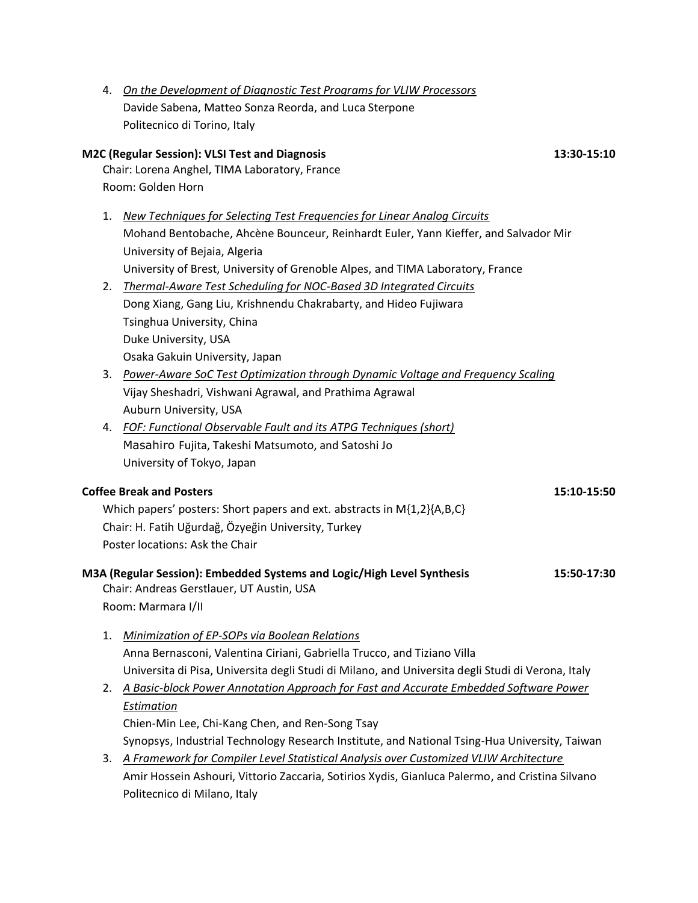4. *On the Development of Diagnostic Test Programs for VLIW Processors*
   Davide Sabena, Matteo Sonza Reorda, and Luca Sterpone
   Politecnico di Torino, Italy

**M2C (Regular Session): VLSI Test and Diagnosis** **13:30-15:10**

Chair: Lorena Anghel, TIMA Laboratory, France
Room: Golden Horn

1. *New Techniques for Selecting Test Frequencies for Linear Analog Circuits*
   Mohand Bentobache, Ahcène Bounceur, Reinhardt Euler, Yann Kieffer, and Salvador Mir
   University of Bejaia, Algeria
   University of Brest, University of Grenoble Alpes, and TIMA Laboratory, France
2. *Thermal-Aware Test Scheduling for NOC-Based 3D Integrated Circuits*
   Dong Xiang, Gang Liu, Krishnendu Chakrabarty, and Hideo Fujiwara
   Tsinghua University, China
   Duke University, USA
   Osaka Gakuin University, Japan
3. *Power-Aware SoC Test Optimization through Dynamic Voltage and Frequency Scaling*
   Vijay Sheshadri, Vishwani Agrawal, and Prathima Agrawal
   Auburn University, USA
4. *FOF: Functional Observable Fault and its ATPG Techniques (short)*
   Masahiro Fujita, Takeshi Matsumoto, and Satoshi Jo
   University of Tokyo, Japan

**Coffee Break and Posters** **15:10-15:50**

Which papers' posters: Short papers and ext. abstracts in M{1,2}{A,B,C}
Chair: H. Fatih Uğurdağ, Özyeğin University, Turkey
Poster locations: Ask the Chair

**M3A (Regular Session): Embedded Systems and Logic/High Level Synthesis** **15:50-17:30**

Chair: Andreas Gerstlauer, UT Austin, USA
Room: Marmara I/II

1. *Minimization of EP-SOPs via Boolean Relations*
   Anna Bernasconi, Valentina Ciriani, Gabriella Trucco, and Tiziano Villa
   Universita di Pisa, Universita degli Studi di Milano, and Universita degli Studi di Verona, Italy
2. *A Basic-block Power Annotation Approach for Fast and Accurate Embedded Software Power Estimation*
   Chien-Min Lee, Chi-Kang Chen, and Ren-Song Tsay
   Synopsys, Industrial Technology Research Institute, and National Tsing-Hua University, Taiwan
3. *A Framework for Compiler Level Statistical Analysis over Customized VLIW Architecture*
   Amir Hossein Ashouri, Vittorio Zaccaria, Sotirios Xydis, Gianluca Palermo, and Cristina Silvano
   Politecnico di Milano, Italy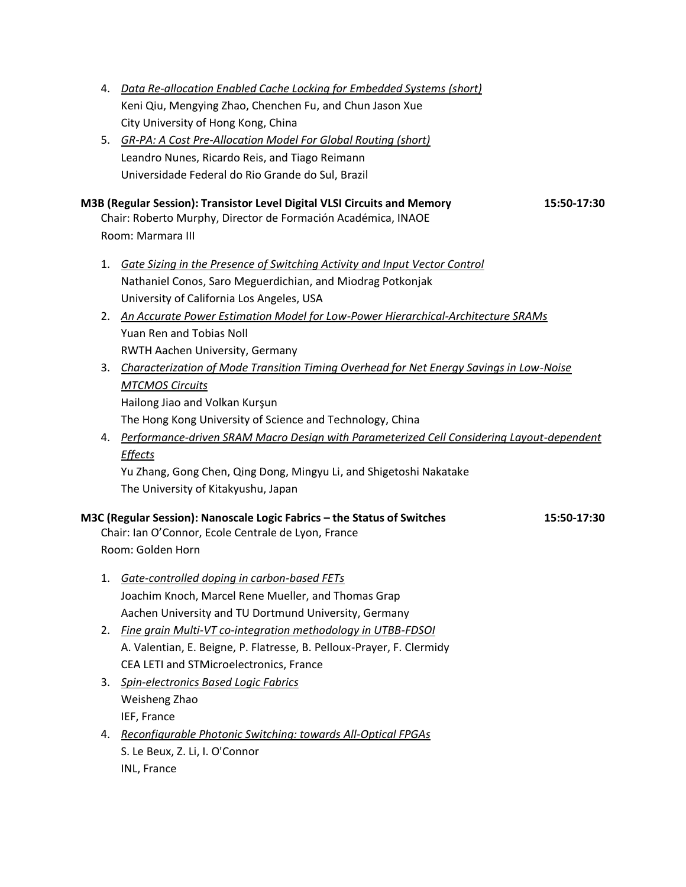4. *Data Re-allocation Enabled Cache Locking for Embedded Systems (short)*
   Keni Qiu, Mengying Zhao, Chenchen Fu, and Chun Jason Xue
   City University of Hong Kong, China
5. *GR-PA: A Cost Pre-Allocation Model For Global Routing (short)*
   Leandro Nunes, Ricardo Reis, and Tiago Reimann
   Universidade Federal do Rio Grande do Sul, Brazil

**M3B (Regular Session): Transistor Level Digital VLSI Circuits and Memory** **15:50-17:30**
Chair: Roberto Murphy, Director de Formación Académica, INAOE
Room: Marmara III

1. *Gate Sizing in the Presence of Switching Activity and Input Vector Control*
   Nathaniel Conos, Saro Meguerdichian, and Miodrag Potkonjak
   University of California Los Angeles, USA
2. *An Accurate Power Estimation Model for Low-Power Hierarchical-Architecture SRAMs*
   Yuan Ren and Tobias Noll
   RWTH Aachen University, Germany
3. *Characterization of Mode Transition Timing Overhead for Net Energy Savings in Low-Noise MTCMOS Circuits*
   Hailong Jiao and Volkan Kurşun
   The Hong Kong University of Science and Technology, China
4. *Performance-driven SRAM Macro Design with Parameterized Cell Considering Layout-dependent Effects*
   Yu Zhang, Gong Chen, Qing Dong, Mingyu Li, and Shigetoshi Nakatake
   The University of Kitakyushu, Japan

**M3C (Regular Session): Nanoscale Logic Fabrics – the Status of Switches** **15:50-17:30**
Chair: Ian O'Connor, Ecole Centrale de Lyon, France
Room: Golden Horn

1. *Gate-controlled doping in carbon-based FETs*
   Joachim Knoch, Marcel Rene Mueller, and Thomas Grap
   Aachen University and TU Dortmund University, Germany
2. *Fine grain Multi-VT co-integration methodology in UTBB-FDSOI*
   A. Valentian, E. Beigne, P. Flatresse, B. Pelloux-Prayer, F. Clermidy
   CEA LETI and STMicroelectronics, France
3. *Spin-electronics Based Logic Fabrics*
   Weisheng Zhao
   IEF, France
4. *Reconfigurable Photonic Switching: towards All-Optical FPGAs*
   S. Le Beux, Z. Li, I. O'Connor
   INL, France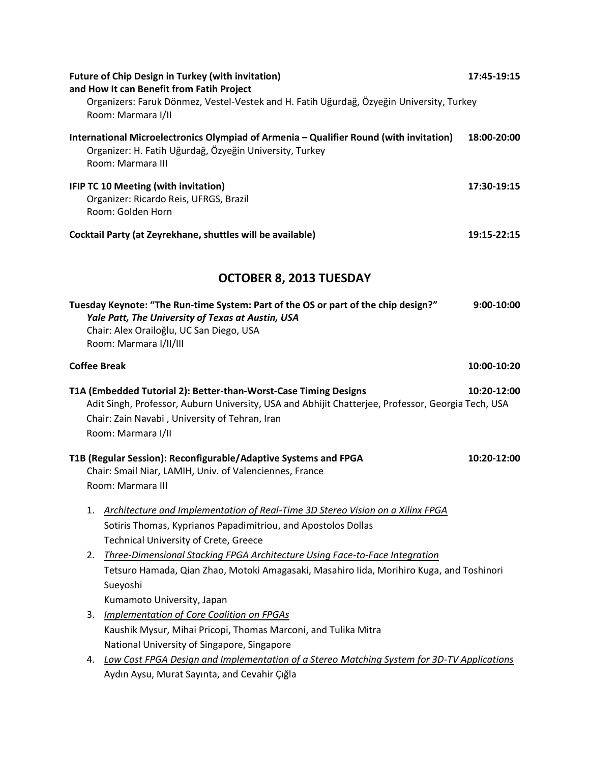**Future of Chip Design in Turkey (with invitation) and How It can Benefit from Fatih Project** **17:45-19:15**
Organizers: Faruk Dönmez, Vestel-Vestek and H. Fatih Uğurdağ, Özyeğin University, Turkey
Room: Marmara I/II

**International Microelectronics Olympiad of Armenia – Qualifier Round (with invitation)** **18:00-20:00**
Organizer: H. Fatih Uğurdağ, Özyeğin University, Turkey
Room: Marmara III

**IFIP TC 10 Meeting (with invitation)** **17:30-19:15**
Organizer: Ricardo Reis, UFRGS, Brazil
Room: Golden Horn

**Cocktail Party (at Zeyrekhane, shuttles will be available)** **19:15-22:15**

## OCTOBER 8, 2013 TUESDAY

**Tuesday Keynote: "The Run-time System: Part of the OS or part of the chip design?"** **9:00-10:00**
***Yale Patt, The University of Texas at Austin, USA***
Chair: Alex Orailoğlu, UC San Diego, USA
Room: Marmara I/II/III

**Coffee Break** **10:00-10:20**

**T1A (Embedded Tutorial 2): Better-than-Worst-Case Timing Designs** **10:20-12:00**
Adit Singh, Professor, Auburn University, USA and Abhijit Chatterjee, Professor, Georgia Tech, USA
Chair: Zain Navabi , University of Tehran, Iran
Room: Marmara I/II

**T1B (Regular Session): Reconfigurable/Adaptive Systems and FPGA** **10:20-12:00**
Chair: Smail Niar, LAMIH, Univ. of Valenciennes, France
Room: Marmara III

1. *Architecture and Implementation of Real-Time 3D Stereo Vision on a Xilinx FPGA*
   Sotiris Thomas, Kyprianos Papadimitriou, and Apostolos Dollas
   Technical University of Crete, Greece
2. *Three-Dimensional Stacking FPGA Architecture Using Face-to-Face Integration*
   Tetsuro Hamada, Qian Zhao, Motoki Amagasaki, Masahiro Iida, Morihiro Kuga, and Toshinori Sueyoshi
   Kumamoto University, Japan
3. *Implementation of Core Coalition on FPGAs*
   Kaushik Mysur, Mihai Pricopi, Thomas Marconi, and Tulika Mitra
   National University of Singapore, Singapore
4. *Low Cost FPGA Design and Implementation of a Stereo Matching System for 3D-TV Applications*
   Aydın Aysu, Murat Sayınta, and Cevahir Çığla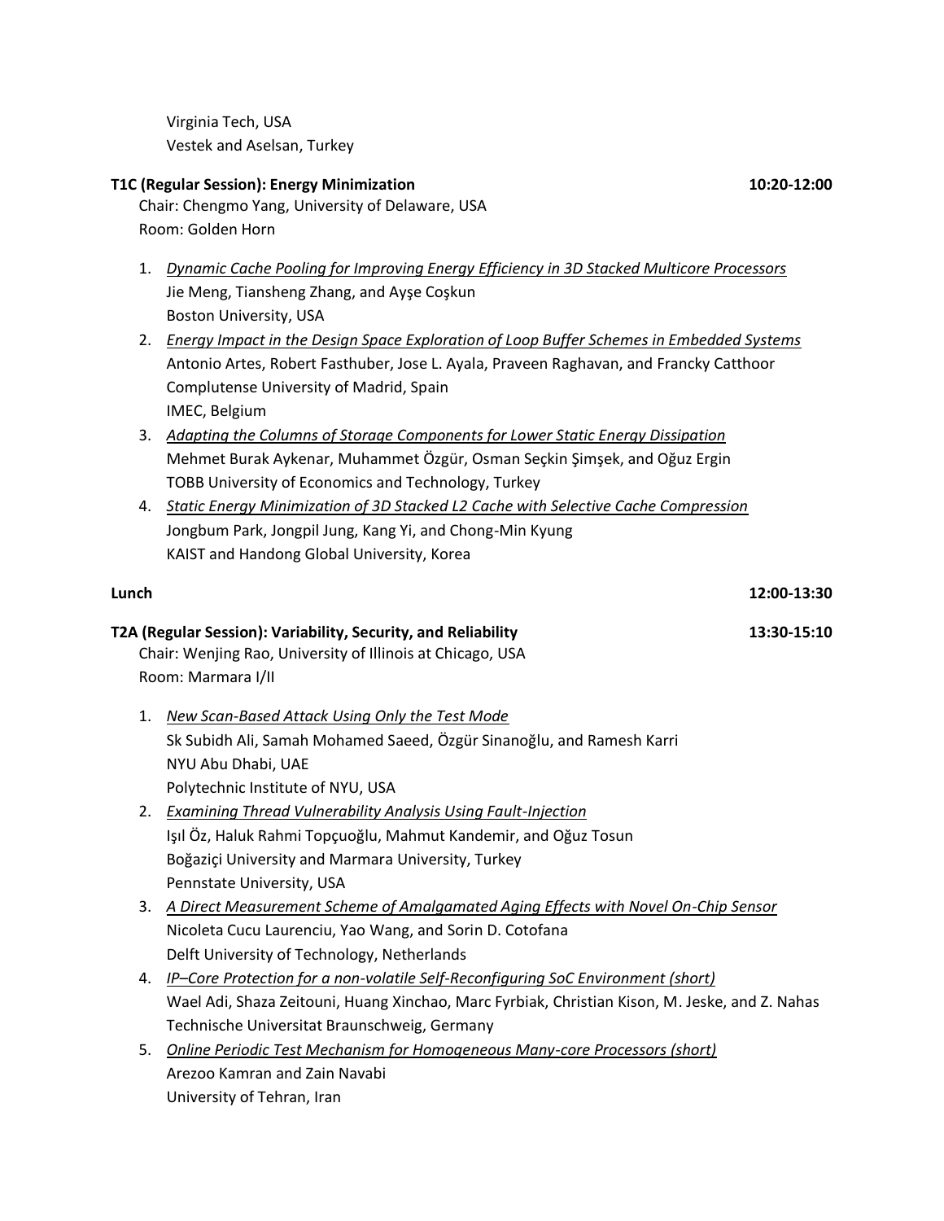Virginia Tech, USA
Vestek and Aselsan, Turkey

**T1C (Regular Session): Energy Minimization** **10:20-12:00**

Chair: Chengmo Yang, University of Delaware, USA
Room: Golden Horn

1. *Dynamic Cache Pooling for Improving Energy Efficiency in 3D Stacked Multicore Processors*
   Jie Meng, Tiansheng Zhang, and Ayşe Coşkun
   Boston University, USA
2. *Energy Impact in the Design Space Exploration of Loop Buffer Schemes in Embedded Systems*
   Antonio Artes, Robert Fasthuber, Jose L. Ayala, Praveen Raghavan, and Francky Catthoor
   Complutense University of Madrid, Spain
   IMEC, Belgium
3. *Adapting the Columns of Storage Components for Lower Static Energy Dissipation*
   Mehmet Burak Aykenar, Muhammet Özgür, Osman Seçkin Şimşek, and Oğuz Ergin
   TOBB University of Economics and Technology, Turkey
4. *Static Energy Minimization of 3D Stacked L2 Cache with Selective Cache Compression*
   Jongbum Park, Jongpil Jung, Kang Yi, and Chong-Min Kyung
   KAIST and Handong Global University, Korea

**Lunch** **12:00-13:30**

**T2A (Regular Session): Variability, Security, and Reliability** **13:30-15:10**

Chair: Wenjing Rao, University of Illinois at Chicago, USA
Room: Marmara I/II

1. *New Scan-Based Attack Using Only the Test Mode*
   Sk Subidh Ali, Samah Mohamed Saeed, Özgür Sinanoğlu, and Ramesh Karri
   NYU Abu Dhabi, UAE
   Polytechnic Institute of NYU, USA
2. *Examining Thread Vulnerability Analysis Using Fault-Injection*
   Işıl Öz, Haluk Rahmi Topçuoğlu, Mahmut Kandemir, and Oğuz Tosun
   Boğaziçi University and Marmara University, Turkey
   Pennstate University, USA
3. *A Direct Measurement Scheme of Amalgamated Aging Effects with Novel On-Chip Sensor*
   Nicoleta Cucu Laurenciu, Yao Wang, and Sorin D. Cotofana
   Delft University of Technology, Netherlands
4. *IP–Core Protection for a non-volatile Self-Reconfiguring SoC Environment (short)*
   Wael Adi, Shaza Zeitouni, Huang Xinchao, Marc Fyrbiak, Christian Kison, M. Jeske, and Z. Nahas
   Technische Universitat Braunschweig, Germany
5. *Online Periodic Test Mechanism for Homogeneous Many-core Processors (short)*
   Arezoo Kamran and Zain Navabi
   University of Tehran, Iran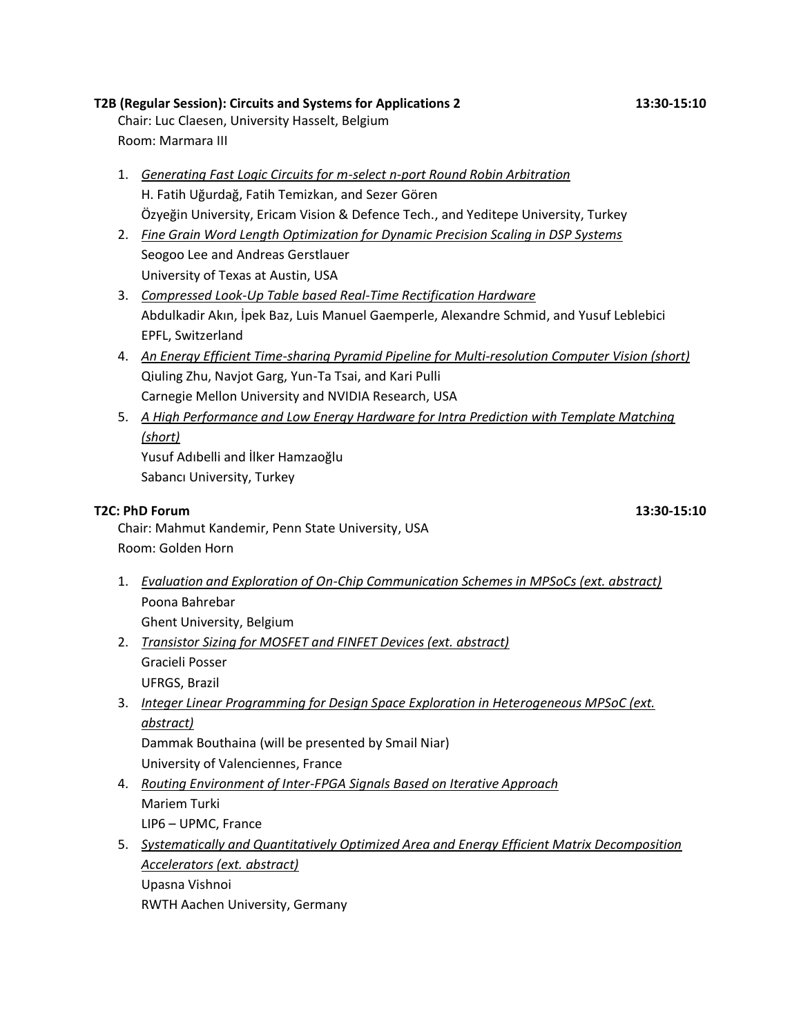**T2B (Regular Session): Circuits and Systems for Applications 2** **13:30-15:10**

Chair: Luc Claesen, University Hasselt, Belgium
Room: Marmara III

1. *Generating Fast Logic Circuits for m-select n-port Round Robin Arbitration*
   H. Fatih Uğurdağ, Fatih Temizkan, and Sezer Gören
   Özyeğin University, Ericam Vision & Defence Tech., and Yeditepe University, Turkey
2. *Fine Grain Word Length Optimization for Dynamic Precision Scaling in DSP Systems*
   Seogoo Lee and Andreas Gerstlauer
   University of Texas at Austin, USA
3. *Compressed Look-Up Table based Real-Time Rectification Hardware*
   Abdulkadir Akın, İpek Baz, Luis Manuel Gaemperle, Alexandre Schmid, and Yusuf Leblebici
   EPFL, Switzerland
4. *An Energy Efficient Time-sharing Pyramid Pipeline for Multi-resolution Computer Vision (short)*
   Qiuling Zhu, Navjot Garg, Yun-Ta Tsai, and Kari Pulli
   Carnegie Mellon University and NVIDIA Research, USA
5. *A High Performance and Low Energy Hardware for Intra Prediction with Template Matching (short)*
   Yusuf Adıbelli and İlker Hamzaoğlu
   Sabancı University, Turkey

**T2C: PhD Forum** **13:30-15:10**

Chair: Mahmut Kandemir, Penn State University, USA
Room: Golden Horn

1. *Evaluation and Exploration of On-Chip Communication Schemes in MPSoCs (ext. abstract)*
   Poona Bahrebar
   Ghent University, Belgium
2. *Transistor Sizing for MOSFET and FINFET Devices (ext. abstract)*
   Gracieli Posser
   UFRGS, Brazil
3. *Integer Linear Programming for Design Space Exploration in Heterogeneous MPSoC (ext. abstract)*
   Dammak Bouthaina (will be presented by Smail Niar)
   University of Valenciennes, France
4. *Routing Environment of Inter-FPGA Signals Based on Iterative Approach*
   Mariem Turki
   LIP6 – UPMC, France
5. *Systematically and Quantitatively Optimized Area and Energy Efficient Matrix Decomposition Accelerators (ext. abstract)*
   Upasna Vishnoi
   RWTH Aachen University, Germany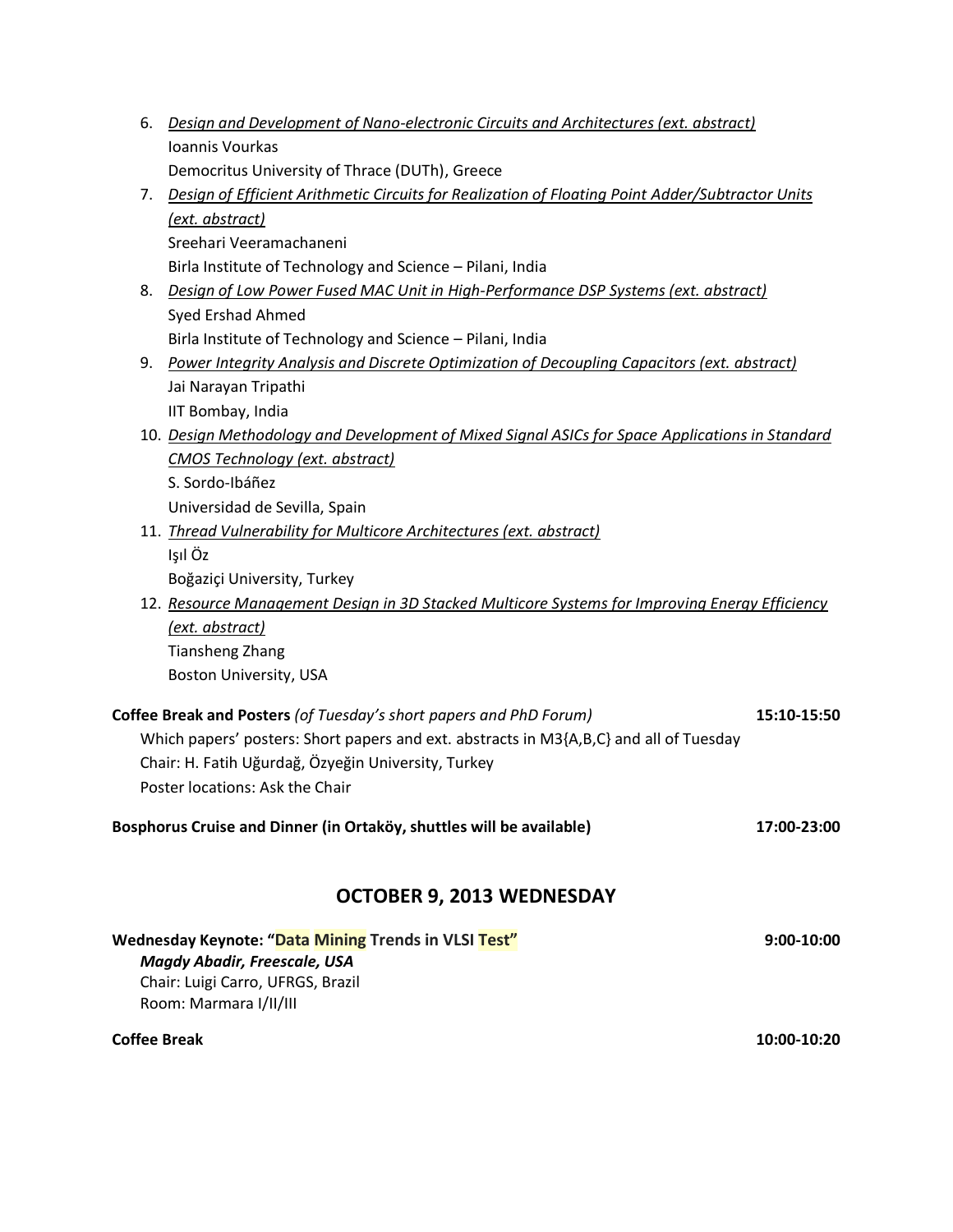6. *Design and Development of Nano-electronic Circuits and Architectures (ext. abstract)*
   Ioannis Vourkas
   Democritus University of Thrace (DUTh), Greece
7. *Design of Efficient Arithmetic Circuits for Realization of Floating Point Adder/Subtractor Units (ext. abstract)*
   Sreehari Veeramachaneni
   Birla Institute of Technology and Science – Pilani, India
8. *Design of Low Power Fused MAC Unit in High-Performance DSP Systems (ext. abstract)*
   Syed Ershad Ahmed
   Birla Institute of Technology and Science – Pilani, India
9. *Power Integrity Analysis and Discrete Optimization of Decoupling Capacitors (ext. abstract)*
   Jai Narayan Tripathi
   IIT Bombay, India
10. *Design Methodology and Development of Mixed Signal ASICs for Space Applications in Standard CMOS Technology (ext. abstract)*
    S. Sordo-Ibáñez
    Universidad de Sevilla, Spain
11. *Thread Vulnerability for Multicore Architectures (ext. abstract)*
    Işıl Öz
    Boğaziçi University, Turkey
12. *Resource Management Design in 3D Stacked Multicore Systems for Improving Energy Efficiency (ext. abstract)*
    Tiansheng Zhang
    Boston University, USA

**Coffee Break and Posters** *(of Tuesday's short papers and PhD Forum)* **15:10-15:50**
Which papers' posters: Short papers and ext. abstracts in M3{A,B,C} and all of Tuesday
Chair: H. Fatih Uğurdağ, Özyeğin University, Turkey
Poster locations: Ask the Chair

**Bosphorus Cruise and Dinner (in Ortaköy, shuttles will be available)** **17:00-23:00**

## OCTOBER 9, 2013 WEDNESDAY

**Wednesday Keynote: "Data Mining Trends in VLSI Test"** **9:00-10:00**
***Magdy Abadir, Freescale, USA***
Chair: Luigi Carro, UFRGS, Brazil
Room: Marmara I/II/III

**Coffee Break** **10:00-10:20**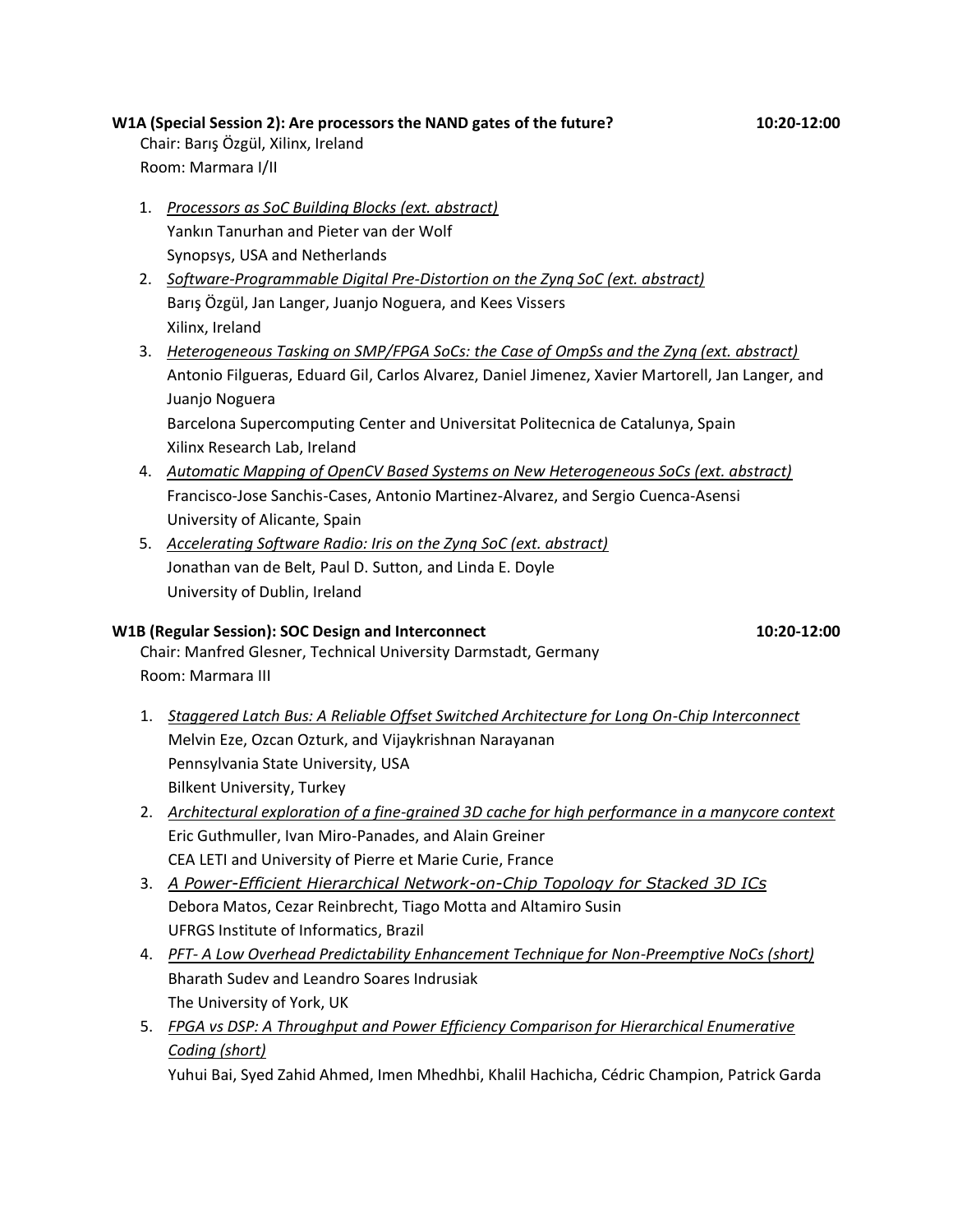**W1A (Special Session 2): Are processors the NAND gates of the future?** **10:20-12:00**

Chair: Barış Özgül, Xilinx, Ireland
Room: Marmara I/II

1. *Processors as SoC Building Blocks (ext. abstract)*
   Yankın Tanurhan and Pieter van der Wolf
   Synopsys, USA and Netherlands
2. *Software-Programmable Digital Pre-Distortion on the Zynq SoC (ext. abstract)*
   Barış Özgül, Jan Langer, Juanjo Noguera, and Kees Vissers
   Xilinx, Ireland
3. *Heterogeneous Tasking on SMP/FPGA SoCs: the Case of OmpSs and the Zynq (ext. abstract)*
   Antonio Filgueras, Eduard Gil, Carlos Alvarez, Daniel Jimenez, Xavier Martorell, Jan Langer, and Juanjo Noguera
   Barcelona Supercomputing Center and Universitat Politecnica de Catalunya, Spain
   Xilinx Research Lab, Ireland
4. *Automatic Mapping of OpenCV Based Systems on New Heterogeneous SoCs (ext. abstract)*
   Francisco-Jose Sanchis-Cases, Antonio Martinez-Alvarez, and Sergio Cuenca-Asensi
   University of Alicante, Spain
5. *Accelerating Software Radio: Iris on the Zynq SoC (ext. abstract)*
   Jonathan van de Belt, Paul D. Sutton, and Linda E. Doyle
   University of Dublin, Ireland

**W1B (Regular Session): SOC Design and Interconnect** **10:20-12:00**

Chair: Manfred Glesner, Technical University Darmstadt, Germany
Room: Marmara III

1. *Staggered Latch Bus: A Reliable Offset Switched Architecture for Long On-Chip Interconnect*
   Melvin Eze, Ozcan Ozturk, and Vijaykrishnan Narayanan
   Pennsylvania State University, USA
   Bilkent University, Turkey
2. *Architectural exploration of a fine-grained 3D cache for high performance in a manycore context*
   Eric Guthmuller, Ivan Miro-Panades, and Alain Greiner
   CEA LETI and University of Pierre et Marie Curie, France
3. *A Power-Efficient Hierarchical Network-on-Chip Topology for Stacked 3D ICs*
   Debora Matos, Cezar Reinbrecht, Tiago Motta and Altamiro Susin
   UFRGS Institute of Informatics, Brazil
4. *PFT- A Low Overhead Predictability Enhancement Technique for Non-Preemptive NoCs (short)*
   Bharath Sudev and Leandro Soares Indrusiak
   The University of York, UK
5. *FPGA vs DSP: A Throughput and Power Efficiency Comparison for Hierarchical Enumerative Coding (short)*
   Yuhui Bai, Syed Zahid Ahmed, Imen Mhedhbi, Khalil Hachicha, Cédric Champion, Patrick Garda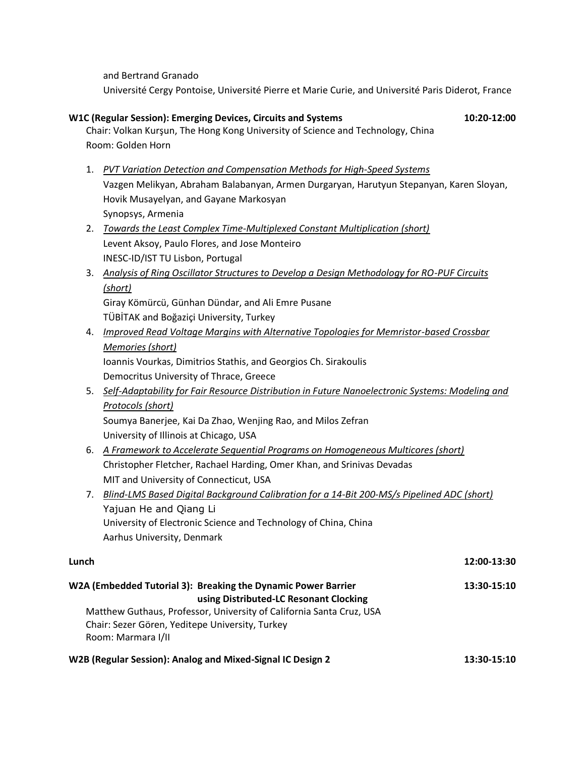and Bertrand Granado

Université Cergy Pontoise, Université Pierre et Marie Curie, and Université Paris Diderot, France

**W1C (Regular Session): Emerging Devices, Circuits and Systems** **10:20-12:00**

Chair: Volkan Kurşun, The Hong Kong University of Science and Technology, China

Room: Golden Horn

1. *PVT Variation Detection and Compensation Methods for High-Speed Systems*
   Vazgen Melikyan, Abraham Balabanyan, Armen Durgaryan, Harutyun Stepanyan, Karen Sloyan, Hovik Musayelyan, and Gayane Markosyan
   Synopsys, Armenia
2. *Towards the Least Complex Time-Multiplexed Constant Multiplication (short)*
   Levent Aksoy, Paulo Flores, and Jose Monteiro
   INESC-ID/IST TU Lisbon, Portugal
3. *Analysis of Ring Oscillator Structures to Develop a Design Methodology for RO-PUF Circuits (short)*
   Giray Kömürcü, Günhan Dündar, and Ali Emre Pusane
   TÜBİTAK and Boğaziçi University, Turkey
4. *Improved Read Voltage Margins with Alternative Topologies for Memristor-based Crossbar Memories (short)*
   Ioannis Vourkas, Dimitrios Stathis, and Georgios Ch. Sirakoulis
   Democritus University of Thrace, Greece
5. *Self-Adaptability for Fair Resource Distribution in Future Nanoelectronic Systems: Modeling and Protocols (short)*
   Soumya Banerjee, Kai Da Zhao, Wenjing Rao, and Milos Zefran
   University of Illinois at Chicago, USA
6. *A Framework to Accelerate Sequential Programs on Homogeneous Multicores (short)*
   Christopher Fletcher, Rachael Harding, Omer Khan, and Srinivas Devadas
   MIT and University of Connecticut, USA
7. *Blind-LMS Based Digital Background Calibration for a 14-Bit 200-MS/s Pipelined ADC (short)*
   Yajuan He and Qiang Li
   University of Electronic Science and Technology of China, China
   Aarhus University, Denmark

**Lunch** **12:00-13:30**

**W2A (Embedded Tutorial 3): Breaking the Dynamic Power Barrier using Distributed-LC Resonant Clocking** **13:30-15:10**

Matthew Guthaus, Professor, University of California Santa Cruz, USA

Chair: Sezer Gören, Yeditepe University, Turkey

Room: Marmara I/II

**W2B (Regular Session): Analog and Mixed-Signal IC Design 2** **13:30-15:10**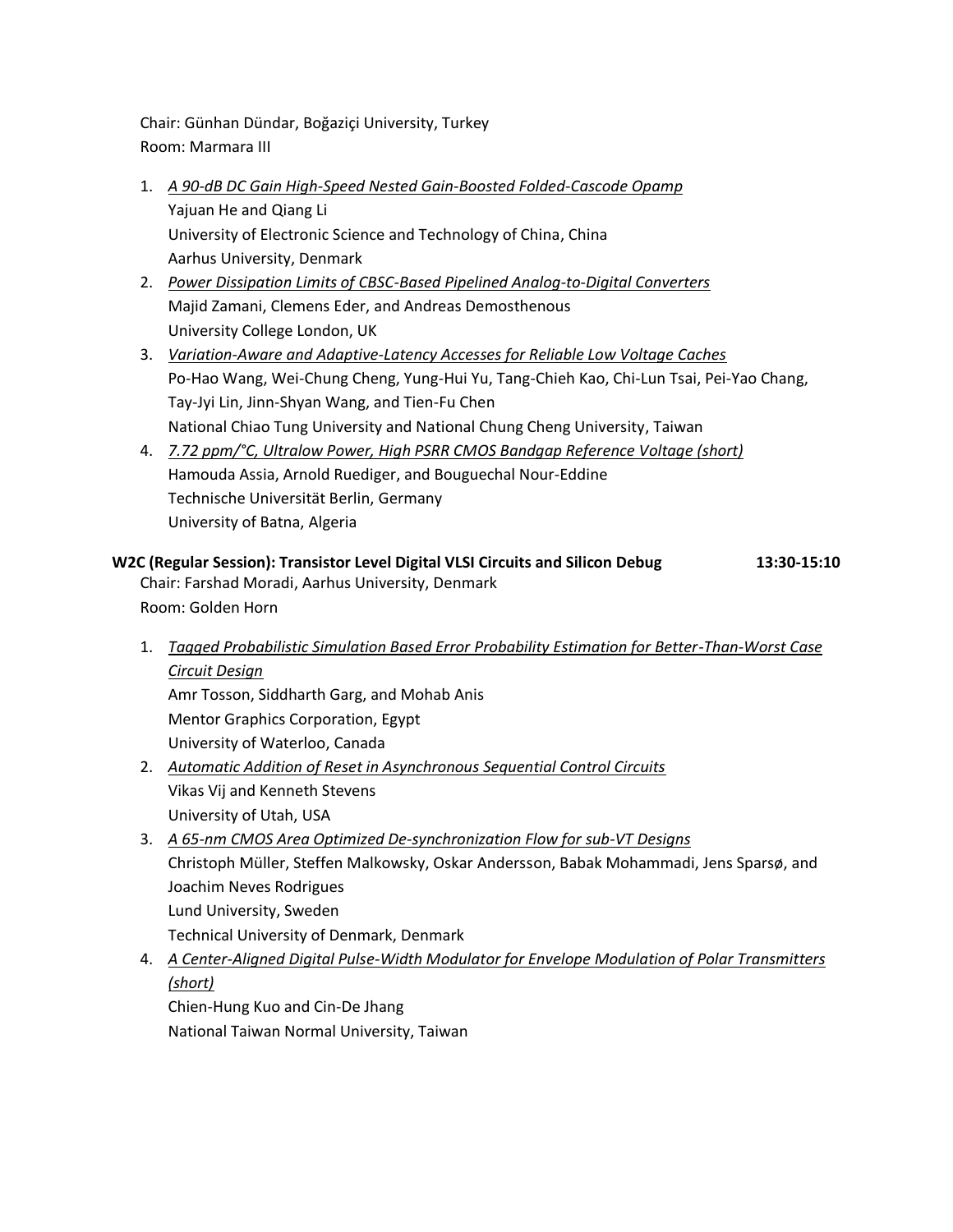Chair: Günhan Dündar, Boğaziçi University, Turkey
Room: Marmara III

1. *A 90-dB DC Gain High-Speed Nested Gain-Boosted Folded-Cascode Opamp*
   Yajuan He and Qiang Li
   University of Electronic Science and Technology of China, China
   Aarhus University, Denmark
2. *Power Dissipation Limits of CBSC-Based Pipelined Analog-to-Digital Converters*
   Majid Zamani, Clemens Eder, and Andreas Demosthenous
   University College London, UK
3. *Variation-Aware and Adaptive-Latency Accesses for Reliable Low Voltage Caches*
   Po-Hao Wang, Wei-Chung Cheng, Yung-Hui Yu, Tang-Chieh Kao, Chi-Lun Tsai, Pei-Yao Chang, Tay-Jyi Lin, Jinn-Shyan Wang, and Tien-Fu Chen
   National Chiao Tung University and National Chung Cheng University, Taiwan
4. *7.72 ppm/°C, Ultralow Power, High PSRR CMOS Bandgap Reference Voltage (short)*
   Hamouda Assia, Arnold Ruediger, and Bouguechal Nour-Eddine
   Technische Universität Berlin, Germany
   University of Batna, Algeria

**W2C (Regular Session): Transistor Level Digital VLSI Circuits and Silicon Debug 13:30-15:10**

Chair: Farshad Moradi, Aarhus University, Denmark
Room: Golden Horn

1. *Tagged Probabilistic Simulation Based Error Probability Estimation for Better-Than-Worst Case Circuit Design*
   Amr Tosson, Siddharth Garg, and Mohab Anis
   Mentor Graphics Corporation, Egypt
   University of Waterloo, Canada
2. *Automatic Addition of Reset in Asynchronous Sequential Control Circuits*
   Vikas Vij and Kenneth Stevens
   University of Utah, USA
3. *A 65-nm CMOS Area Optimized De-synchronization Flow for sub-VT Designs*
   Christoph Müller, Steffen Malkowsky, Oskar Andersson, Babak Mohammadi, Jens Sparsø, and Joachim Neves Rodrigues
   Lund University, Sweden
   Technical University of Denmark, Denmark
4. *A Center-Aligned Digital Pulse-Width Modulator for Envelope Modulation of Polar Transmitters (short)*
   Chien-Hung Kuo and Cin-De Jhang
   National Taiwan Normal University, Taiwan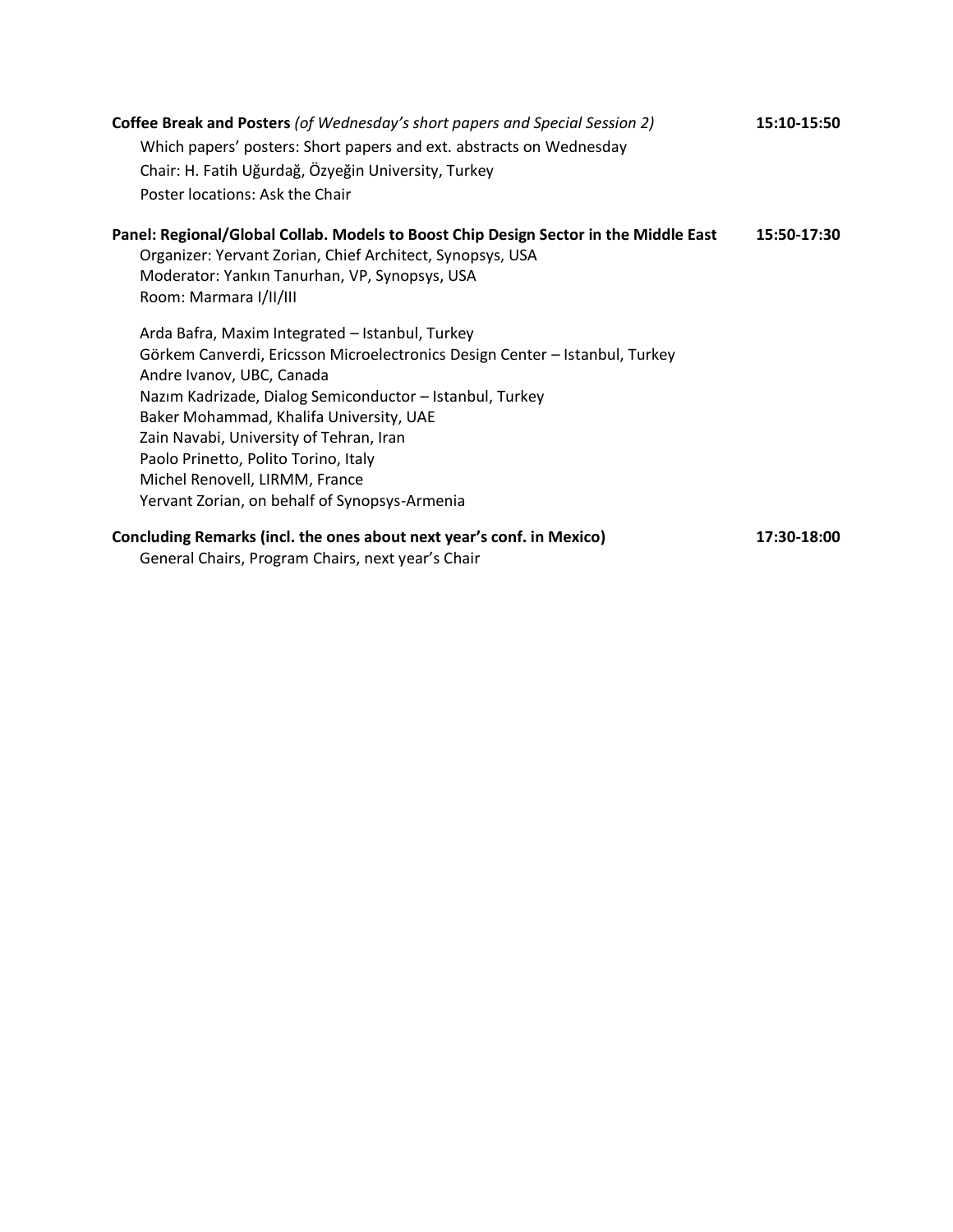**Coffee Break and Posters** *(of Wednesday's short papers and Special Session 2)* **15:10-15:50**

Which papers' posters: Short papers and ext. abstracts on Wednesday

Chair: H. Fatih Uğurdağ, Özyeğin University, Turkey

Poster locations: Ask the Chair

**Panel: Regional/Global Collab. Models to Boost Chip Design Sector in the Middle East** **15:50-17:30**

Organizer: Yervant Zorian, Chief Architect, Synopsys, USA

Moderator: Yankın Tanurhan, VP, Synopsys, USA

Room: Marmara I/II/III

Arda Bafra, Maxim Integrated – Istanbul, Turkey

Görkem Canverdi, Ericsson Microelectronics Design Center – Istanbul, Turkey

Andre Ivanov, UBC, Canada

Nazım Kadrizade, Dialog Semiconductor – Istanbul, Turkey

Baker Mohammad, Khalifa University, UAE

Zain Navabi, University of Tehran, Iran

Paolo Prinetto, Polito Torino, Italy

Michel Renovell, LIRMM, France

Yervant Zorian, on behalf of Synopsys-Armenia

**Concluding Remarks (incl. the ones about next year's conf. in Mexico)** **17:30-18:00**

General Chairs, Program Chairs, next year's Chair